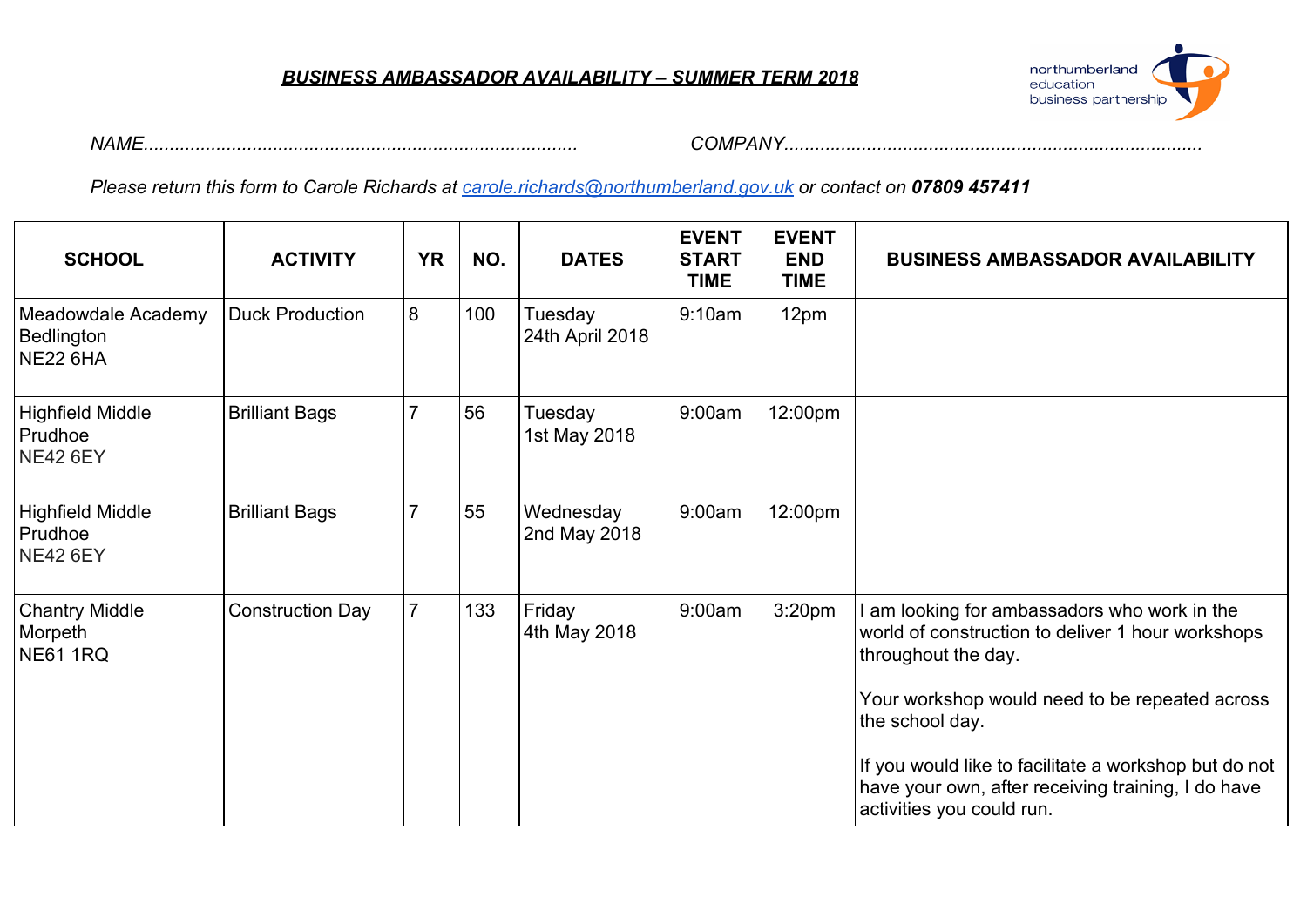***BUSINESS AMBASSADOR AVAILABILITY – SUMMER TERM 2018***

northumberland education business partnership

*NAME...................................................................................*     *COMPANY...............................................................................*

*Please return this form to Carole Richards at [carole.richards@northumberland.gov.uk](mailto:carole.richards@northumberland.gov.uk) or contact on* ***07809 457411***

| SCHOOL | ACTIVITY | YR | NO. | DATES | EVENT START TIME | EVENT END TIME | BUSINESS AMBASSADOR AVAILABILITY |
|---|---|---|---|---|---|---|---|
| Meadowdale Academy<br>Bedlington<br>NE22 6HA | Duck Production | 8 | 100 | Tuesday<br>24th April 2018 | 9:10am | 12pm | |
| Highfield Middle<br>Prudhoe<br>NE42 6EY | Brilliant Bags | 7 | 56 | Tuesday<br>1st May 2018 | 9:00am | 12:00pm | |
| Highfield Middle<br>Prudhoe<br>NE42 6EY | Brilliant Bags | 7 | 55 | Wednesday<br>2nd May 2018 | 9:00am | 12:00pm | |
| Chantry Middle<br>Morpeth<br>NE61 1RQ | Construction Day | 7 | 133 | Friday<br>4th May 2018 | 9:00am | 3:20pm | I am looking for ambassadors who work in the world of construction to deliver 1 hour workshops throughout the day.<br><br>Your workshop would need to be repeated across the school day.<br><br>If you would like to facilitate a workshop but do not have your own, after receiving training, I do have activities you could run. |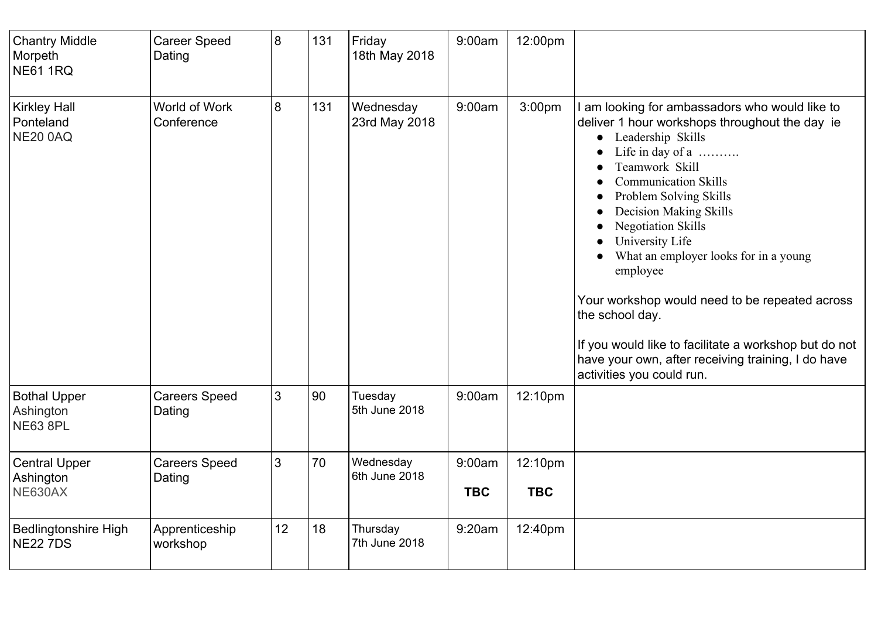| | | | | | | | |
|---|---|---|---|---|---|---|---|
| Chantry Middle<br>Morpeth<br>NE61 1RQ | Career Speed Dating | 8 | 131 | Friday<br>18th May 2018 | 9:00am | 12:00pm | |
| Kirkley Hall<br>Ponteland<br>NE20 0AQ | World of Work Conference | 8 | 131 | Wednesday<br>23rd May 2018 | 9:00am | 3:00pm | I am looking for ambassadors who would like to deliver 1 hour workshops throughout the day ie<br>• Leadership Skills<br>• Life in day of a ……….<br>• Teamwork Skill<br>• Communication Skills<br>• Problem Solving Skills<br>• Decision Making Skills<br>• Negotiation Skills<br>• University Life<br>• What an employer looks for in a young employee<br><br>Your workshop would need to be repeated across the school day.<br><br>If you would like to facilitate a workshop but do not have your own, after receiving training, I do have activities you could run. |
| Bothal Upper<br>Ashington<br>NE63 8PL | Careers Speed Dating | 3 | 90 | Tuesday<br>5th June 2018 | 9:00am | 12:10pm | |
| Central Upper<br>Ashington<br>NE630AX | Careers Speed Dating | 3 | 70 | Wednesday<br>6th June 2018 | 9:00am<br>**TBC** | 12:10pm<br>**TBC** | |
| Bedlingtonshire High<br>NE22 7DS | Apprenticeship workshop | 12 | 18 | Thursday<br>7th June 2018 | 9:20am | 12:40pm | |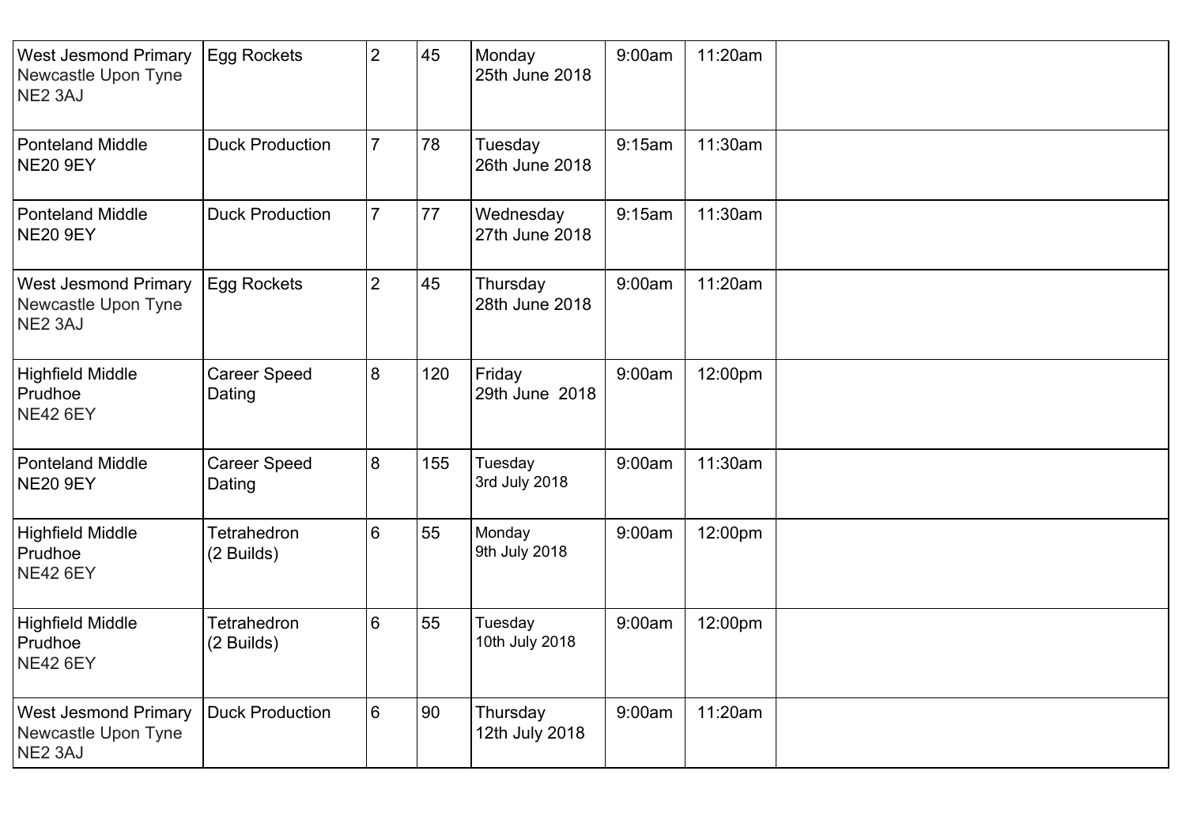| West Jesmond Primary Newcastle Upon Tyne NE2 3AJ | Egg Rockets | 2 | 45 | Monday 25th June 2018 | 9:00am | 11:20am | |
|---|---|---|---|---|---|---|---|
| Ponteland Middle NE20 9EY | Duck Production | 7 | 78 | Tuesday 26th June 2018 | 9:15am | 11:30am | |
| Ponteland Middle NE20 9EY | Duck Production | 7 | 77 | Wednesday 27th June 2018 | 9:15am | 11:30am | |
| West Jesmond Primary Newcastle Upon Tyne NE2 3AJ | Egg Rockets | 2 | 45 | Thursday 28th June 2018 | 9:00am | 11:20am | |
| Highfield Middle Prudhoe NE42 6EY | Career Speed Dating | 8 | 120 | Friday 29th June 2018 | 9:00am | 12:00pm | |
| Ponteland Middle NE20 9EY | Career Speed Dating | 8 | 155 | Tuesday 3rd July 2018 | 9:00am | 11:30am | |
| Highfield Middle Prudhoe NE42 6EY | Tetrahedron (2 Builds) | 6 | 55 | Monday 9th July 2018 | 9:00am | 12:00pm | |
| Highfield Middle Prudhoe NE42 6EY | Tetrahedron (2 Builds) | 6 | 55 | Tuesday 10th July 2018 | 9:00am | 12:00pm | |
| West Jesmond Primary Newcastle Upon Tyne NE2 3AJ | Duck Production | 6 | 90 | Thursday 12th July 2018 | 9:00am | 11:20am | |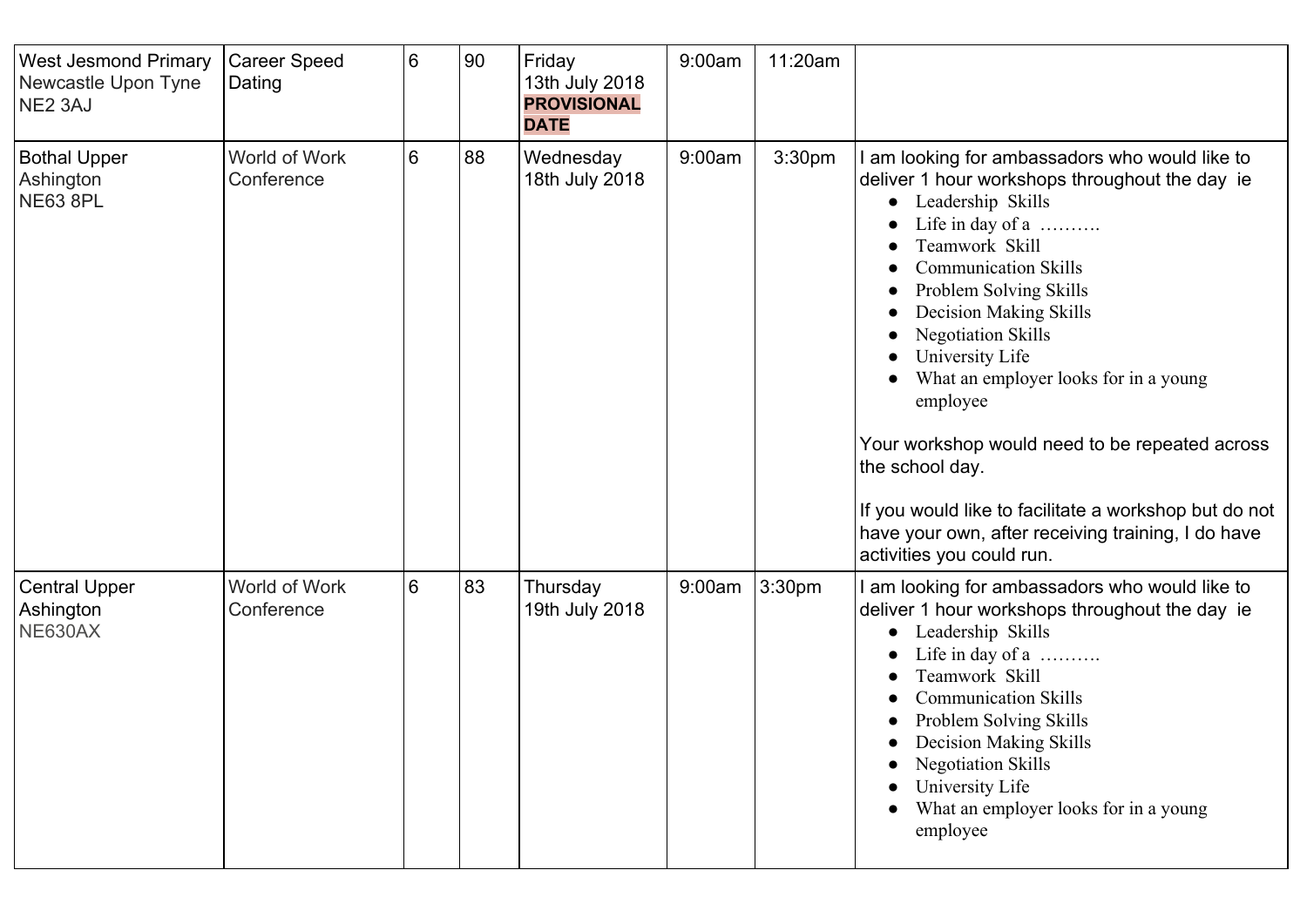| | | | | | | | |
|---|---|---|---|---|---|---|---|
| West Jesmond Primary<br>Newcastle Upon Tyne<br>NE2 3AJ | Career Speed Dating | 6 | 90 | Friday<br>13th July 2018<br>**PROVISIONAL DATE** | 9:00am | 11:20am | |
| Bothal Upper<br>Ashington<br>NE63 8PL | World of Work Conference | 6 | 88 | Wednesday<br>18th July 2018 | 9:00am | 3:30pm | I am looking for ambassadors who would like to deliver 1 hour workshops throughout the day ie<br>● Leadership Skills<br>● Life in day of a ……….<br>● Teamwork Skill<br>● Communication Skills<br>● Problem Solving Skills<br>● Decision Making Skills<br>● Negotiation Skills<br>● University Life<br>● What an employer looks for in a young employee<br><br>Your workshop would need to be repeated across the school day.<br><br>If you would like to facilitate a workshop but do not have your own, after receiving training, I do have activities you could run. |
| Central Upper<br>Ashington<br>NE630AX | World of Work Conference | 6 | 83 | Thursday<br>19th July 2018 | 9:00am | 3:30pm | I am looking for ambassadors who would like to deliver 1 hour workshops throughout the day ie<br>● Leadership Skills<br>● Life in day of a ……….<br>● Teamwork Skill<br>● Communication Skills<br>● Problem Solving Skills<br>● Decision Making Skills<br>● Negotiation Skills<br>● University Life<br>● What an employer looks for in a young employee |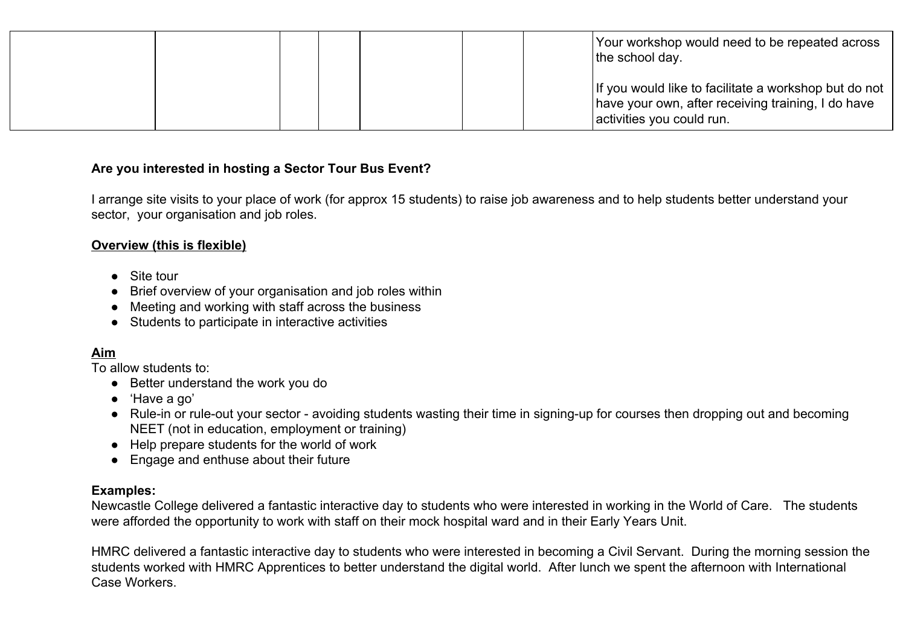| | | | | | | | |
|---|---|---|---|---|---|---|---|
| | | | | | | | Your workshop would need to be repeated across the school day.<br><br>If you would like to facilitate a workshop but do not have your own, after receiving training, I do have activities you could run. |

**Are you interested in hosting a Sector Tour Bus Event?**

I arrange site visits to your place of work (for approx 15 students) to raise job awareness and to help students better understand your sector, your organisation and job roles.

**Overview (this is flexible)**

- Site tour
- Brief overview of your organisation and job roles within
- Meeting and working with staff across the business
- Students to participate in interactive activities

**Aim**

To allow students to:

- Better understand the work you do
- 'Have a go'
- Rule-in or rule-out your sector - avoiding students wasting their time in signing-up for courses then dropping out and becoming NEET (not in education, employment or training)
- Help prepare students for the world of work
- Engage and enthuse about their future

**Examples:**

Newcastle College delivered a fantastic interactive day to students who were interested in working in the World of Care. The students were afforded the opportunity to work with staff on their mock hospital ward and in their Early Years Unit.

HMRC delivered a fantastic interactive day to students who were interested in becoming a Civil Servant. During the morning session the students worked with HMRC Apprentices to better understand the digital world. After lunch we spent the afternoon with International Case Workers.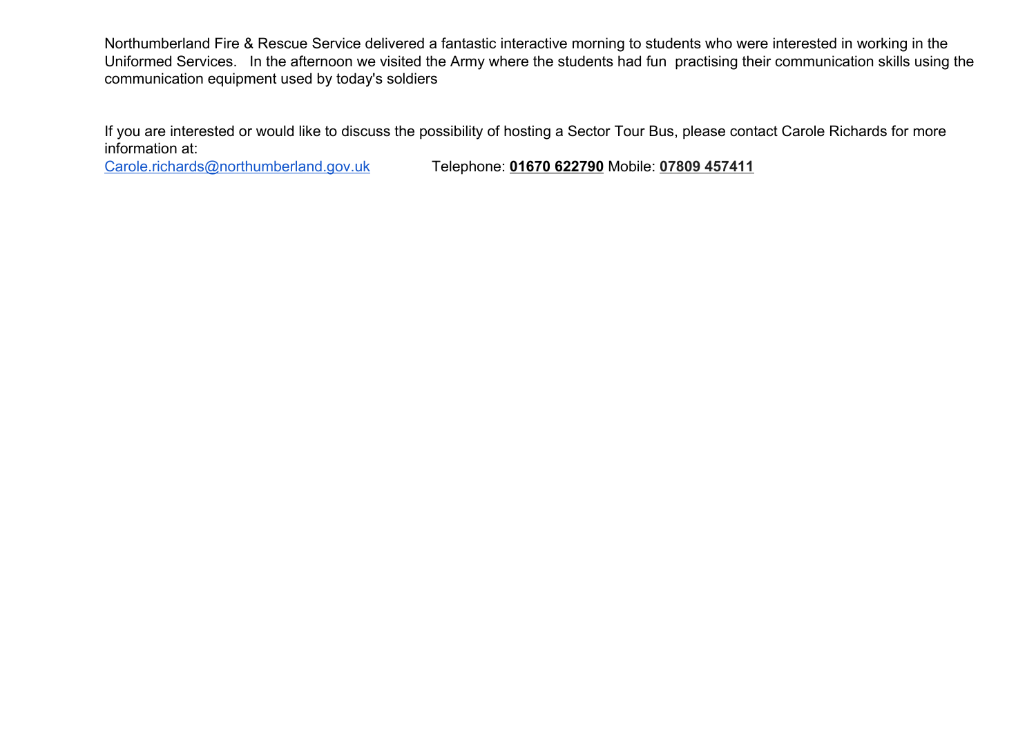Northumberland Fire & Rescue Service delivered a fantastic interactive morning to students who were interested in working in the Uniformed Services. In the afternoon we visited the Army where the students had fun practising their communication skills using the communication equipment used by today's soldiers

If you are interested or would like to discuss the possibility of hosting a Sector Tour Bus, please contact Carole Richards for more information at:

Carole.richards@northumberland.gov.uk Telephone: **01670 622790** Mobile: **07809 457411**